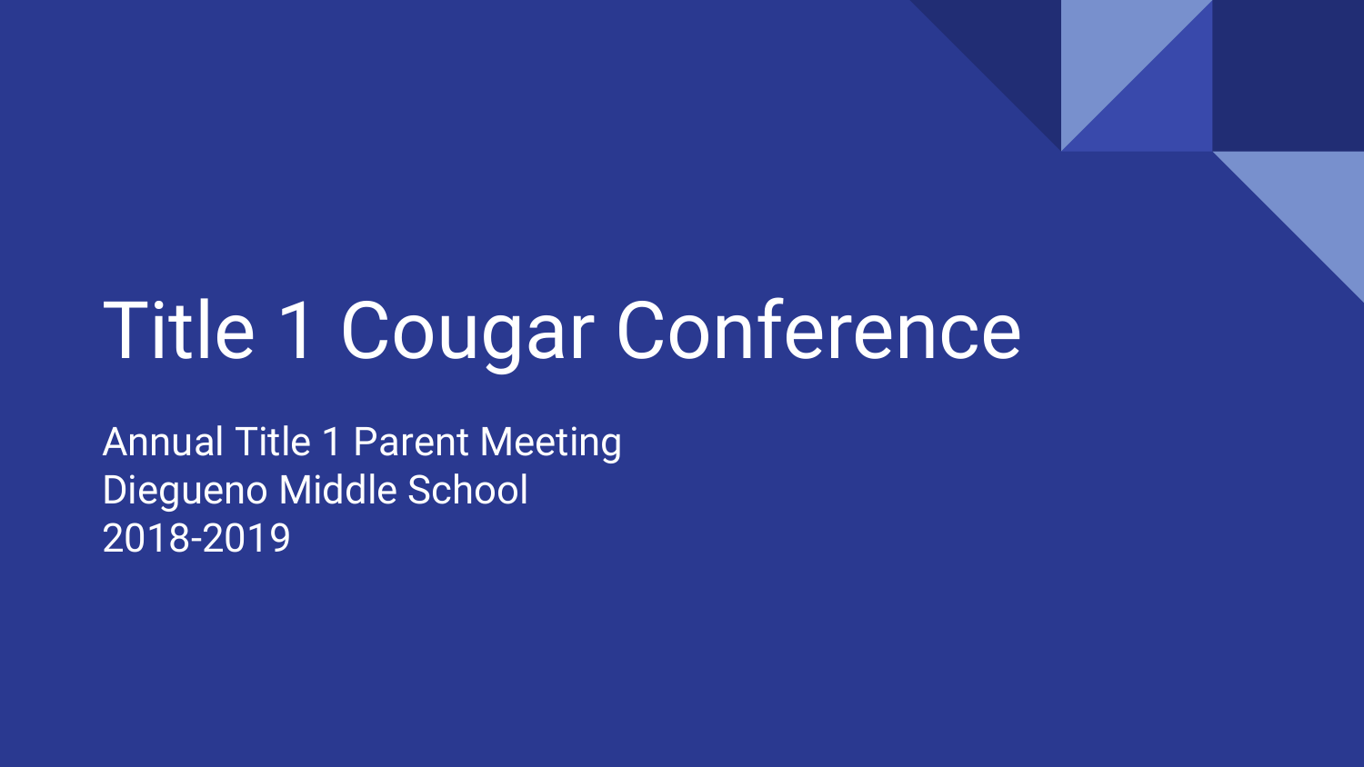# Title 1 Cougar Conference

Annual Title 1 Parent Meeting
Diegueno Middle School
2018-2019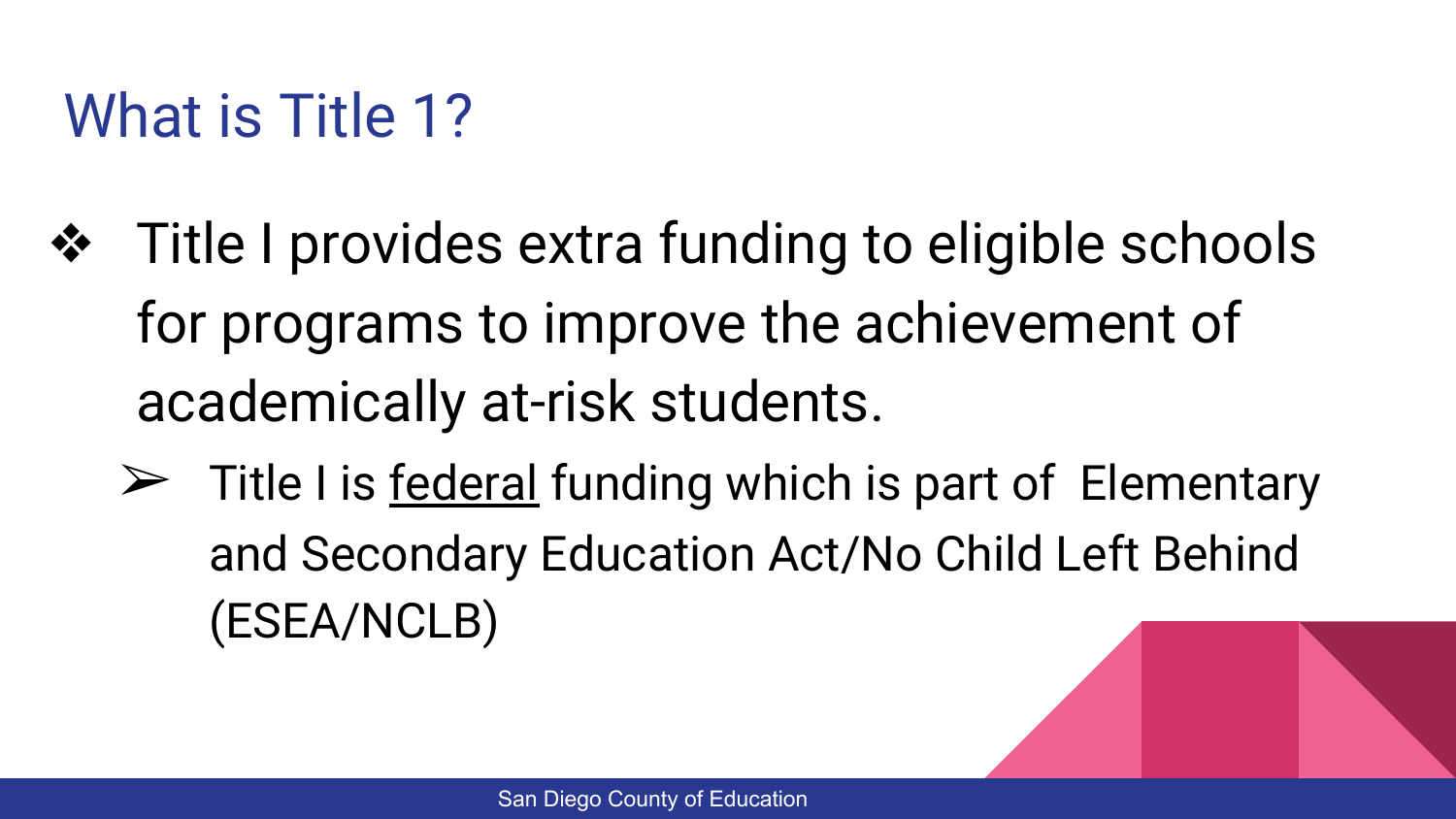# What is Title 1?

- Title I provides extra funding to eligible schools for programs to improve the achievement of academically at-risk students.
  - Title I is <u>federal</u> funding which is part of Elementary and Secondary Education Act/No Child Left Behind (ESEA/NCLB)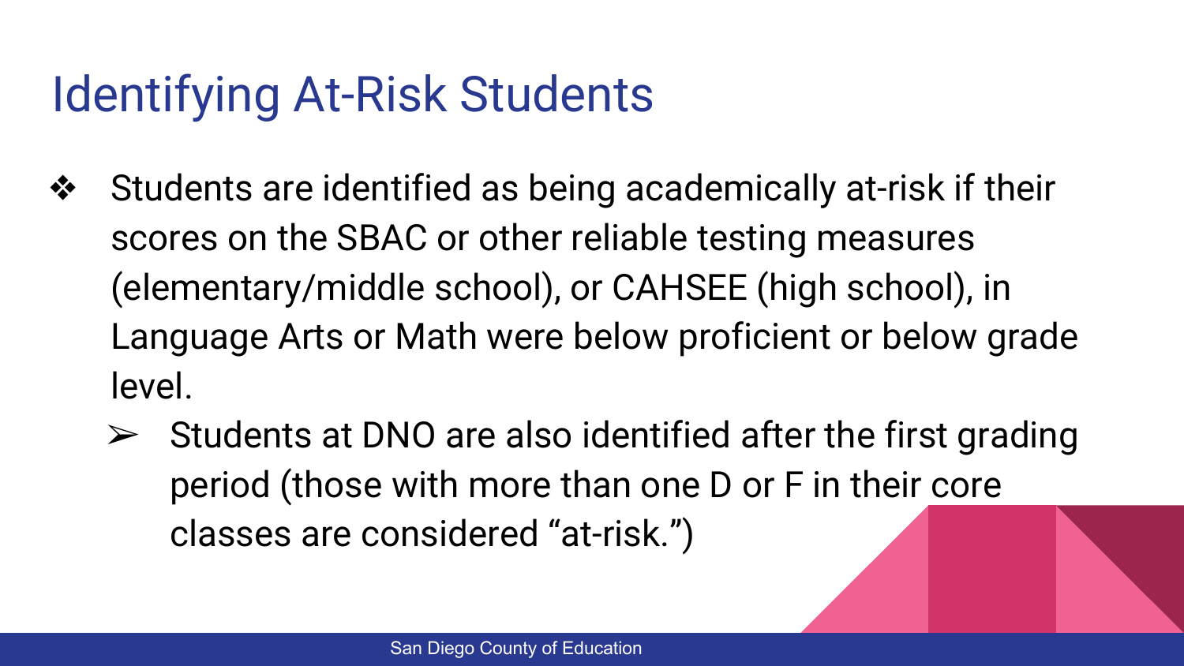# Identifying At-Risk Students

- Students are identified as being academically at-risk if their scores on the SBAC or other reliable testing measures (elementary/middle school), or CAHSEE (high school), in Language Arts or Math were below proficient or below grade level.
  - Students at DNO are also identified after the first grading period (those with more than one D or F in their core classes are considered "at-risk.")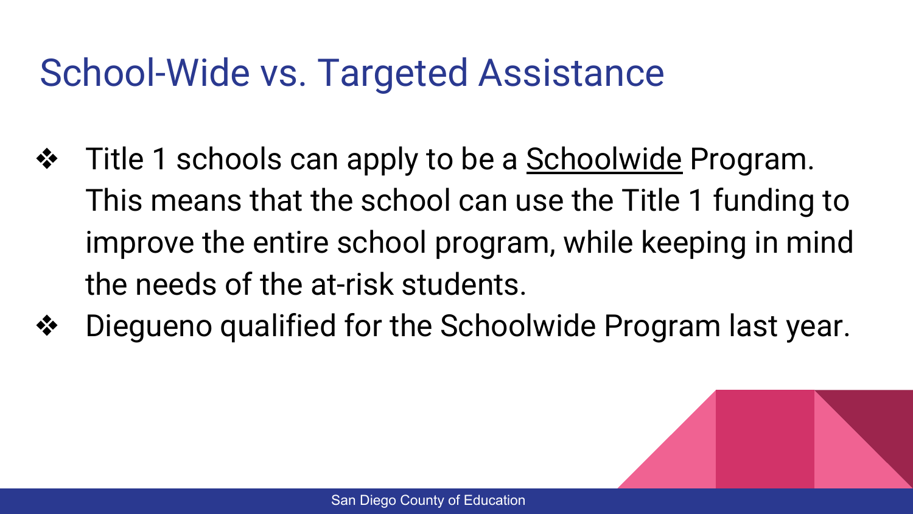# School-Wide vs. Targeted Assistance

- Title 1 schools can apply to be a <u>Schoolwide</u> Program. This means that the school can use the Title 1 funding to improve the entire school program, while keeping in mind the needs of the at-risk students.
- Diegueno qualified for the Schoolwide Program last year.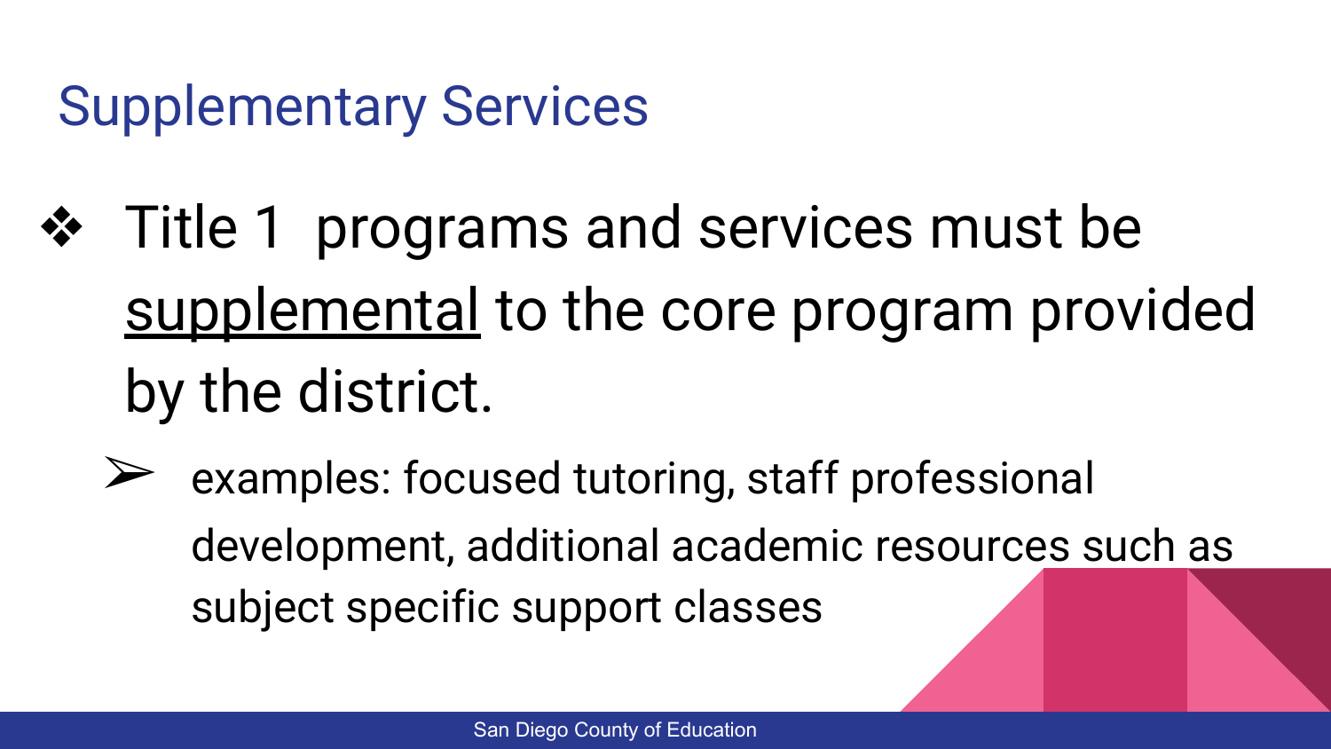# Supplementary Services

- Title 1  programs and services must be <u>supplemental</u> to the core program provided by the district.
  - examples: focused tutoring, staff professional development, additional academic resources such as subject specific support classes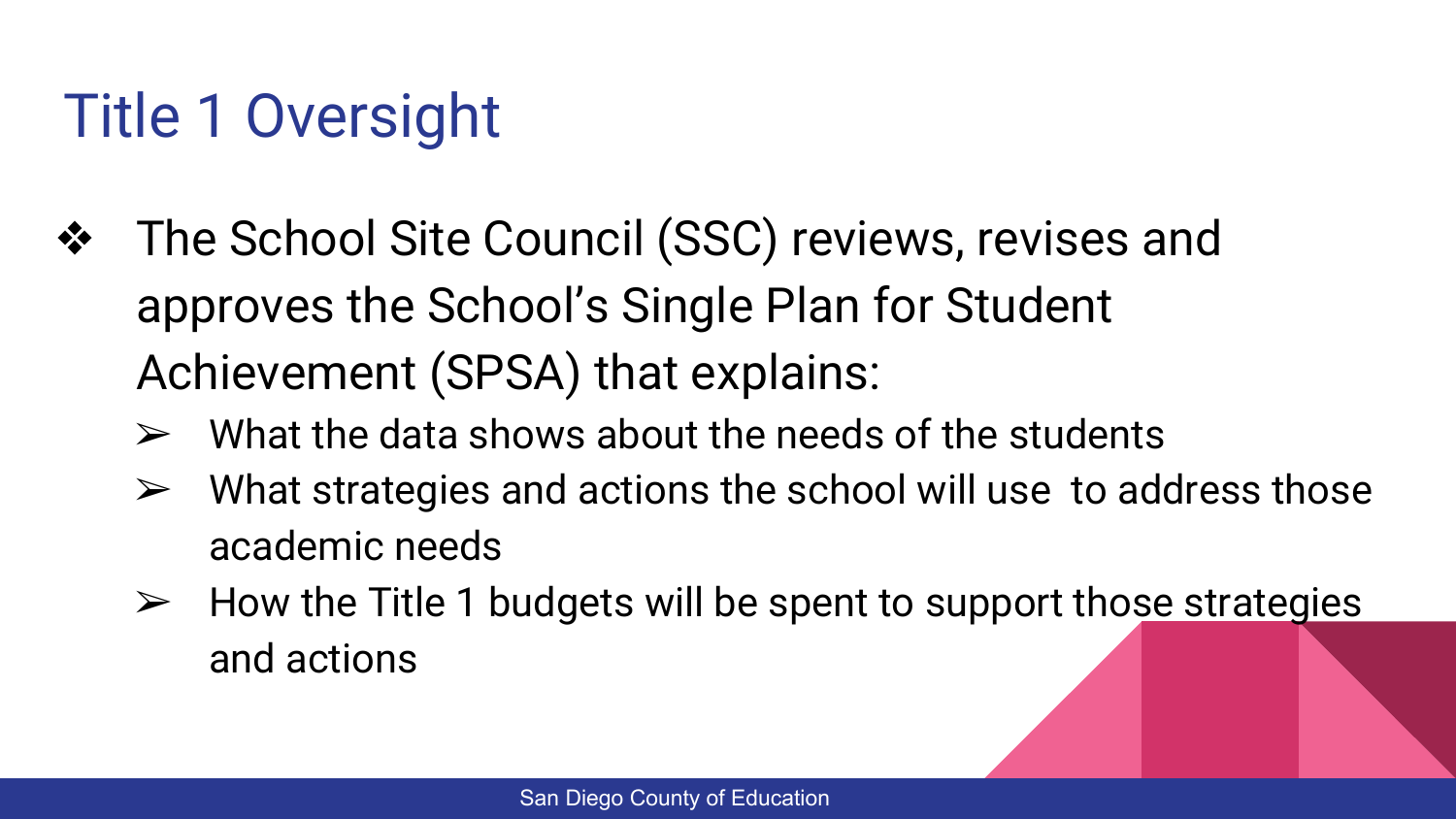# Title 1 Oversight

- The School Site Council (SSC) reviews, revises and approves the School's Single Plan for Student Achievement (SPSA) that explains:
  - What the data shows about the needs of the students
  - What strategies and actions the school will use to address those academic needs
  - How the Title 1 budgets will be spent to support those strategies and actions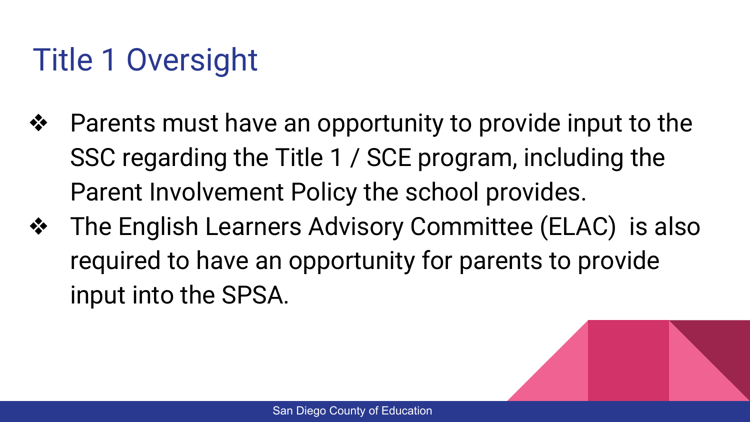# Title 1 Oversight

- Parents must have an opportunity to provide input to the SSC regarding the Title 1 / SCE program, including the Parent Involvement Policy the school provides.
- The English Learners Advisory Committee (ELAC)  is also required to have an opportunity for parents to provide input into the SPSA.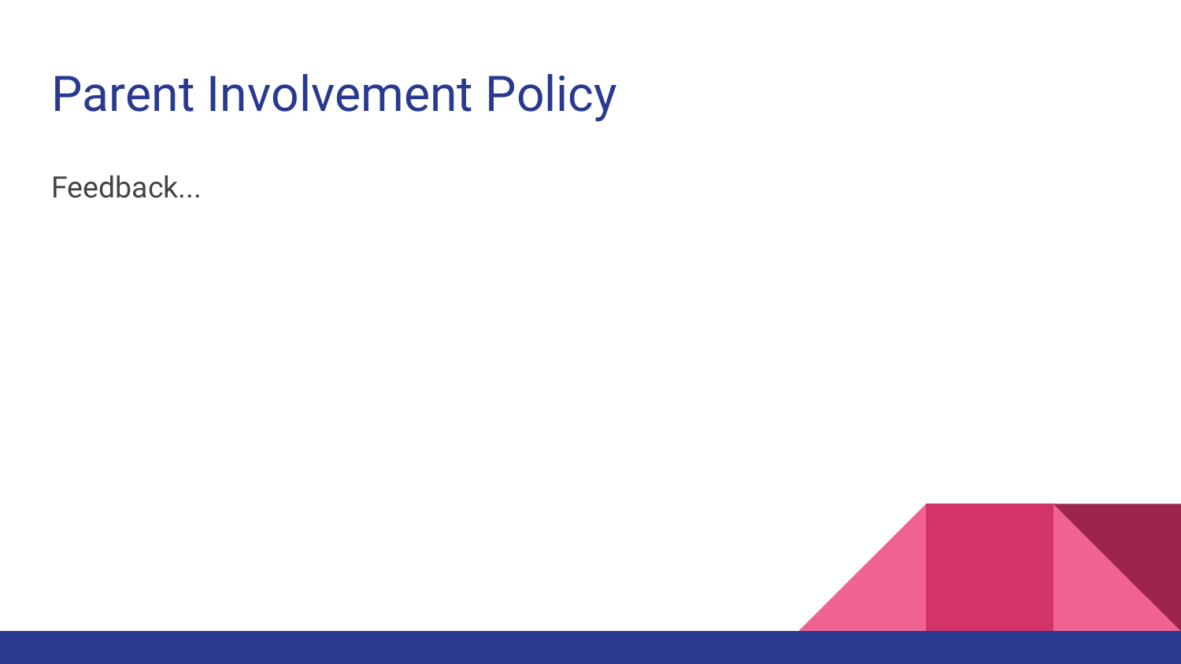# Parent Involvement Policy

Feedback...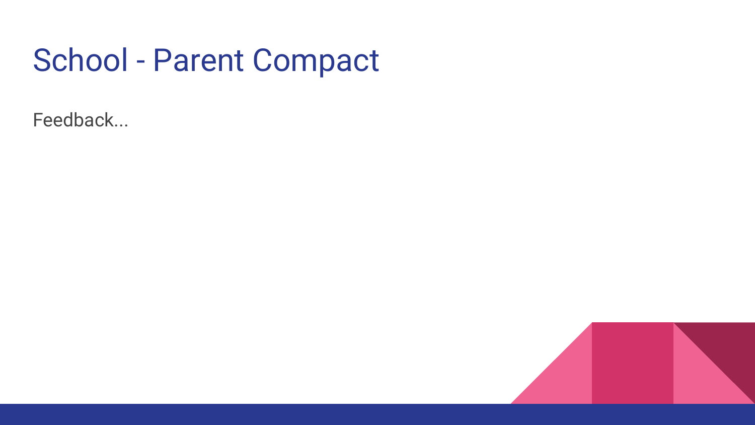# School - Parent Compact

Feedback...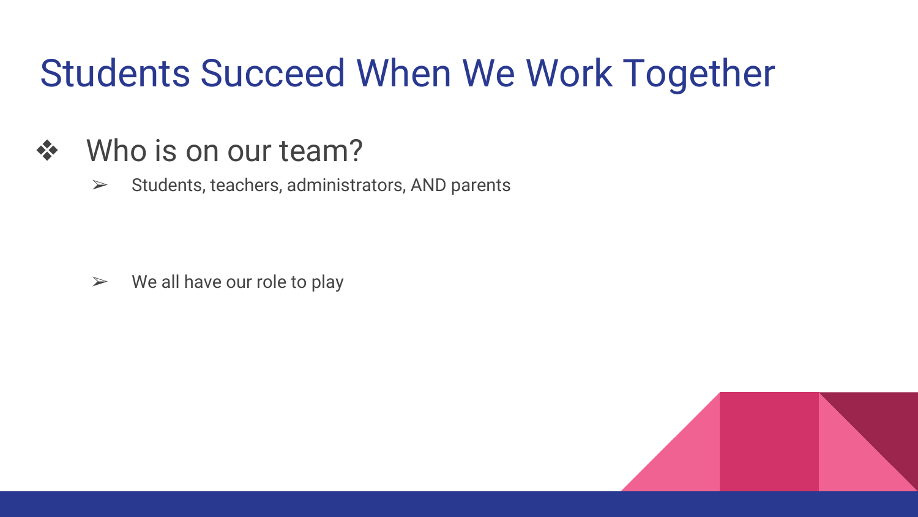# Students Succeed When We Work Together

- Who is on our team?
  - Students, teachers, administrators, AND parents
  - We all have our role to play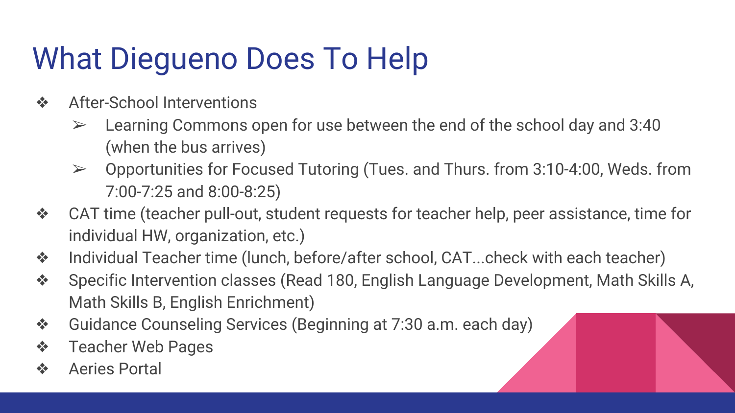# What Dieguено Does To Help

- After-School Interventions
  - Learning Commons open for use between the end of the school day and 3:40 (when the bus arrives)
  - Opportunities for Focused Tutoring (Tues. and Thurs. from 3:10-4:00, Weds. from 7:00-7:25 and 8:00-8:25)
- CAT time (teacher pull-out, student requests for teacher help, peer assistance, time for individual HW, organization, etc.)
- Individual Teacher time (lunch, before/after school, CAT...check with each teacher)
- Specific Intervention classes (Read 180, English Language Development, Math Skills A, Math Skills B, English Enrichment)
- Guidance Counseling Services (Beginning at 7:30 a.m. each day)
- Teacher Web Pages
- Aeries Portal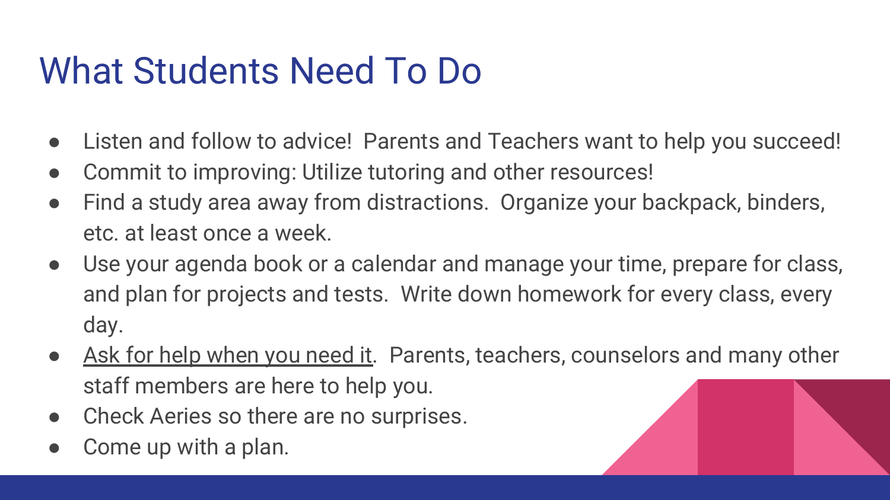# What Students Need To Do

- Listen and follow to advice! Parents and Teachers want to help you succeed!
- Commit to improving: Utilize tutoring and other resources!
- Find a study area away from distractions. Organize your backpack, binders, etc. at least once a week.
- Use your agenda book or a calendar and manage your time, prepare for class, and plan for projects and tests. Write down homework for every class, every day.
- <u>Ask for help when you need it</u>. Parents, teachers, counselors and many other staff members are here to help you.
- Check Aeries so there are no surprises.
- Come up with a plan.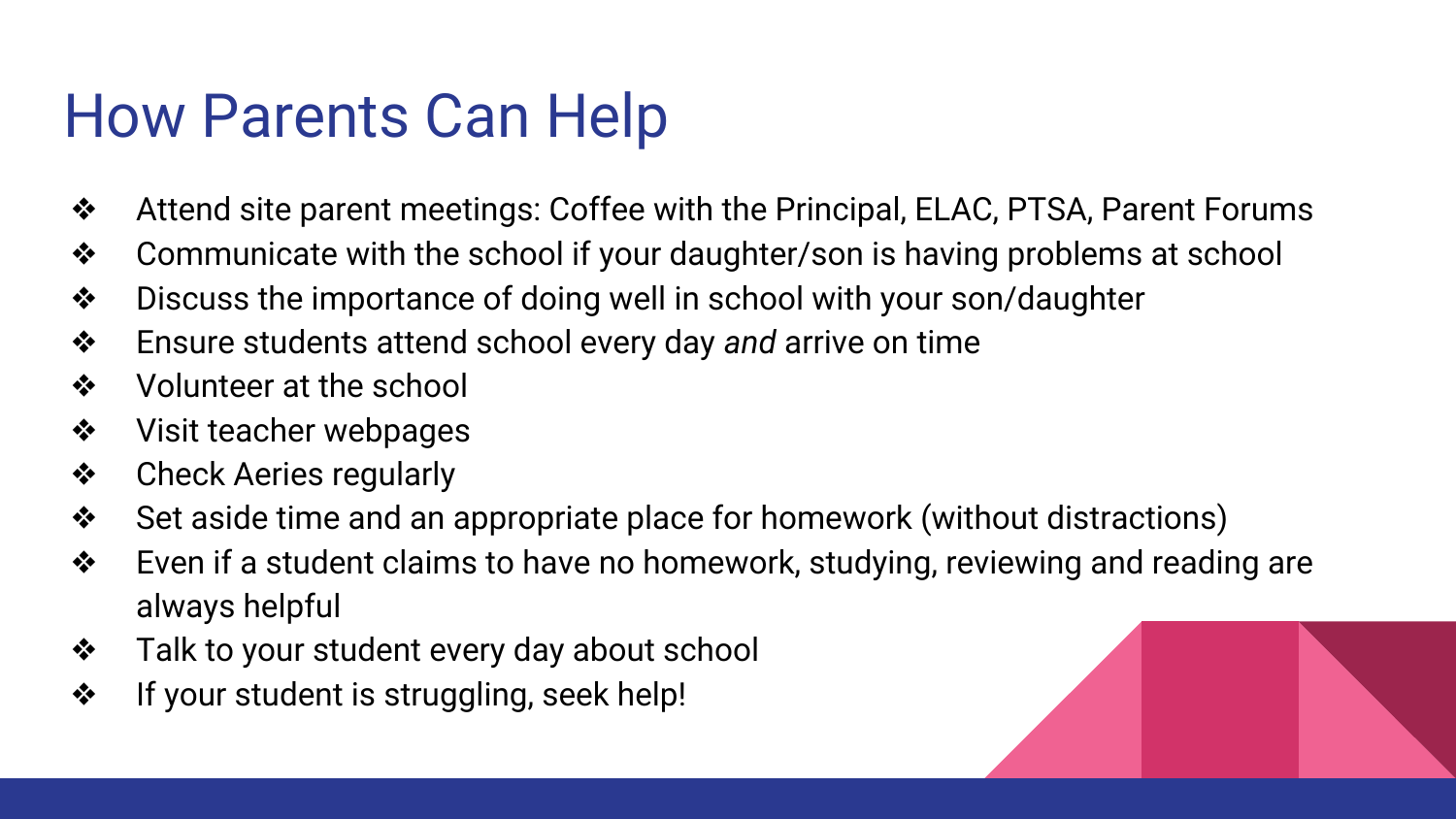# How Parents Can Help

- Attend site parent meetings: Coffee with the Principal, ELAC, PTSA, Parent Forums
- Communicate with the school if your daughter/son is having problems at school
- Discuss the importance of doing well in school with your son/daughter
- Ensure students attend school every day *and* arrive on time
- Volunteer at the school
- Visit teacher webpages
- Check Aeries regularly
- Set aside time and an appropriate place for homework (without distractions)
- Even if a student claims to have no homework, studying, reviewing and reading are always helpful
- Talk to your student every day about school
- If your student is struggling, seek help!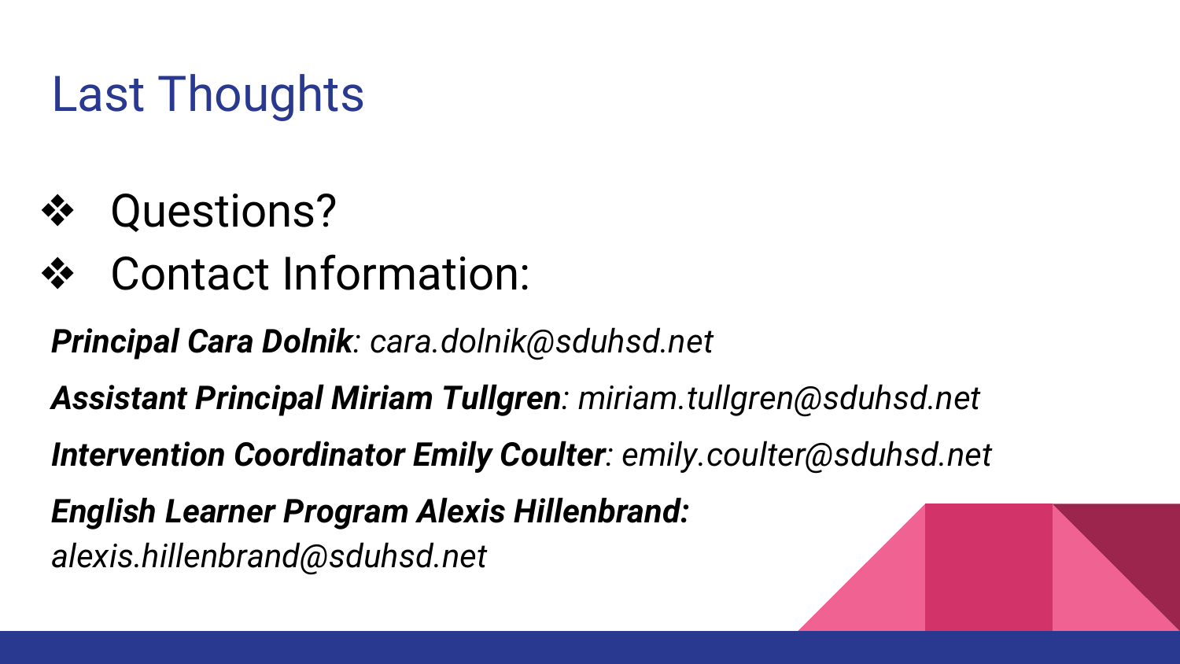# Last Thoughts

- Questions?
- Contact Information:

***Principal Cara Dolnik***: *cara.dolnik@sduhsd.net*

***Assistant Principal Miriam Tullgren***: *miriam.tullgren@sduhsd.net*

***Intervention Coordinator Emily Coulter***: *emily.coulter@sduhsd.net*

***English Learner Program Alexis Hillenbrand:*** *alexis.hillenbrand@sduhsd.net*